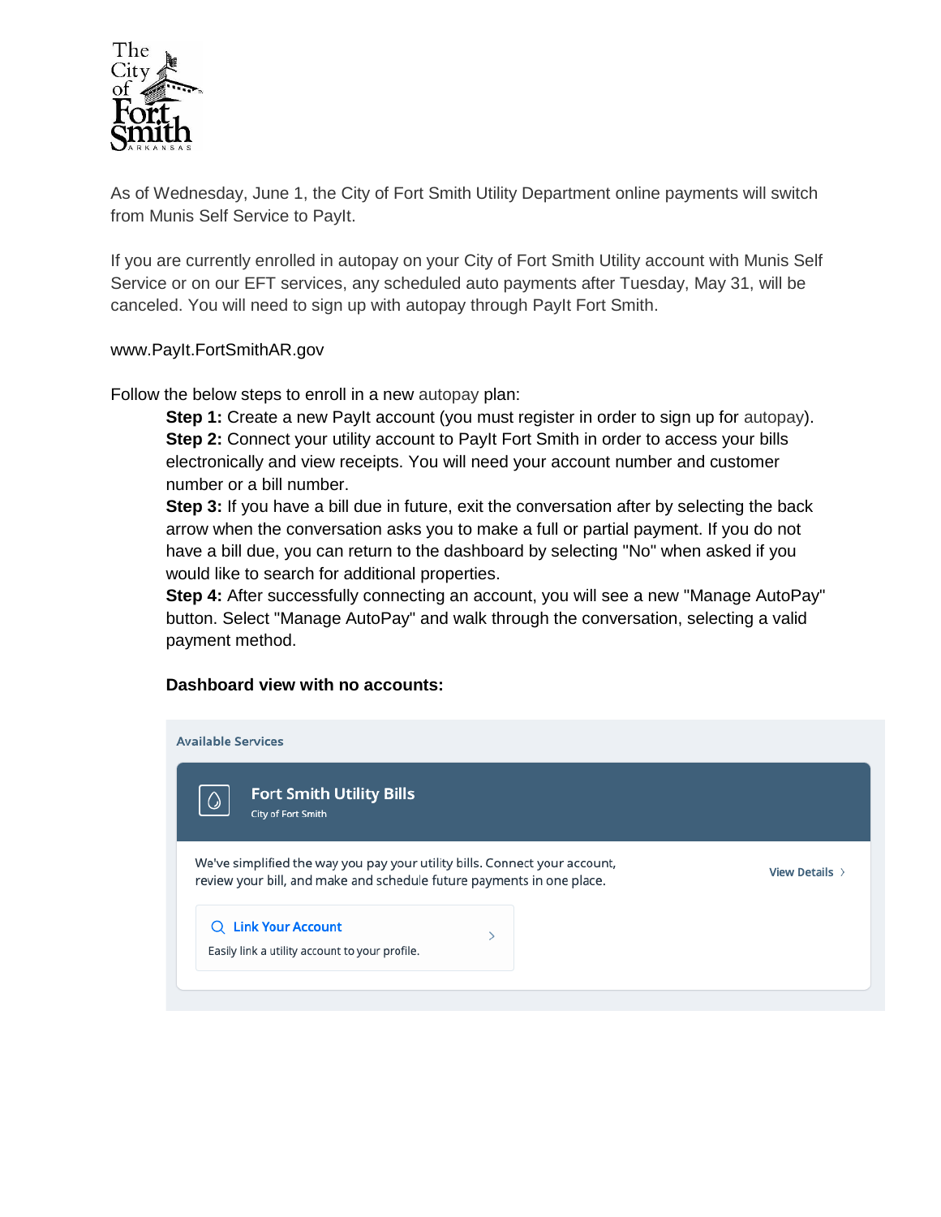As of Wednesday, June 1, the City of Fort Smith Utility Department online payments will switch from Munis Self Service to PayIt.

If you are currently enrolled in autopay on your City of Fort Smith Utility account with Munis Self Service or on our EFT services, any scheduled auto payments after Tuesday, May 31, will be canceled. You will need to sign up with autopay through PayIt Fort Smith.

www.PayIt.FortSmithAR.gov

Follow the below steps to enroll in a new autopay plan:

**Step 1:** Create a new PayIt account (you must register in order to sign up for autopay).
**Step 2:** Connect your utility account to PayIt Fort Smith in order to access your bills electronically and view receipts. You will need your account number and customer number or a bill number.
**Step 3:** If you have a bill due in future, exit the conversation after by selecting the back arrow when the conversation asks you to make a full or partial payment. If you do not have a bill due, you can return to the dashboard by selecting "No" when asked if you would like to search for additional properties.
**Step 4:** After successfully connecting an account, you will see a new "Manage AutoPay" button. Select "Manage AutoPay" and walk through the conversation, selecting a valid payment method.

**Dashboard view with no accounts:**

Available Services

**Fort Smith Utility Bills**
City of Fort Smith

We've simplified the way you pay your utility bills. Connect your account, review your bill, and make and schedule future payments in one place.

View Details

**Link Your Account**
Easily link a utility account to your profile.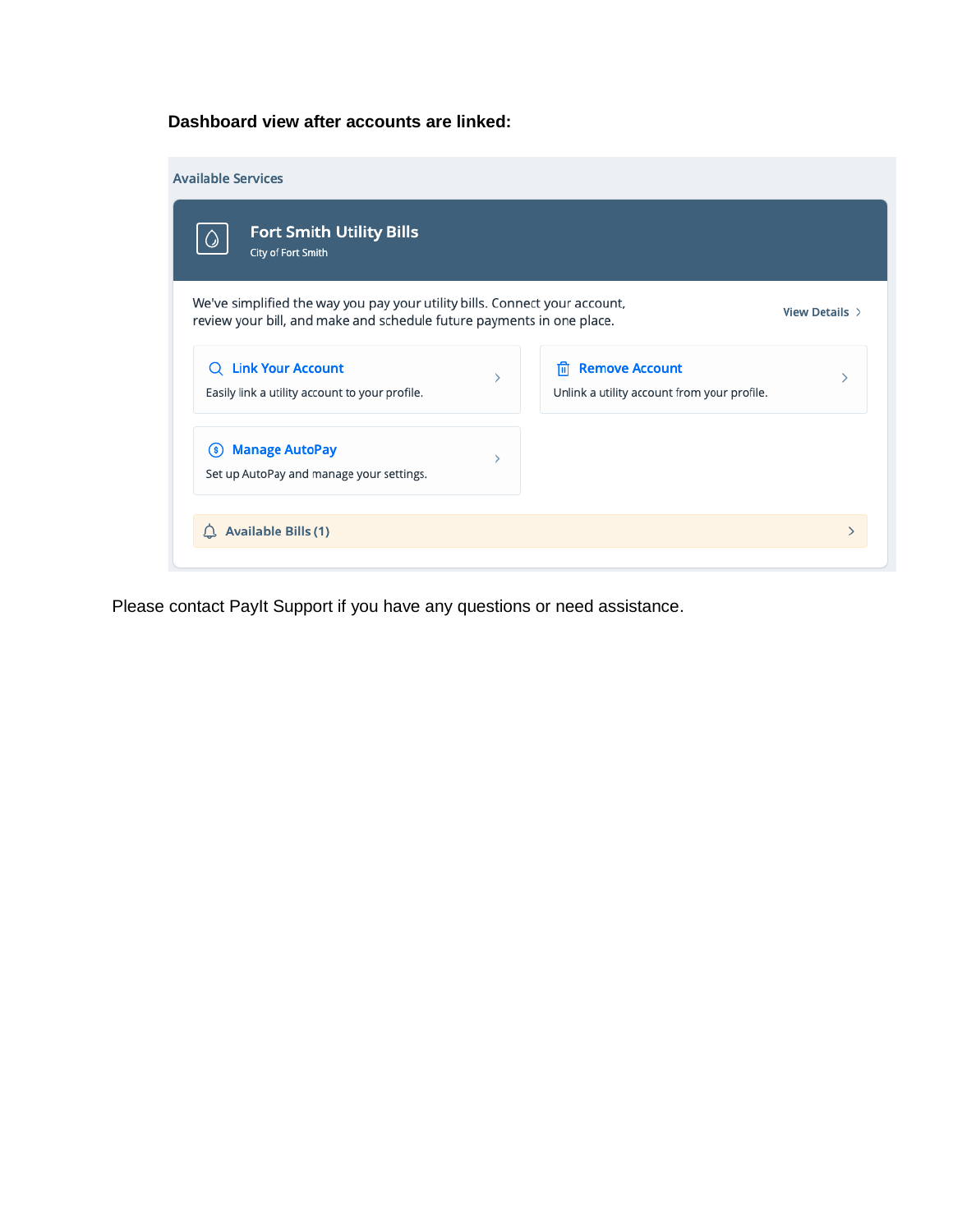**Dashboard view after accounts are linked:**

Available Services

**Fort Smith Utility Bills**

City of Fort Smith

We've simplified the way you pay your utility bills. Connect your account, review your bill, and make and schedule future payments in one place.

View Details

**Link Your Account**

Easily link a utility account to your profile.

**Remove Account**

Unlink a utility account from your profile.

**Manage AutoPay**

Set up AutoPay and manage your settings.

**Available Bills (1)**

Please contact PayIt Support if you have any questions or need assistance.